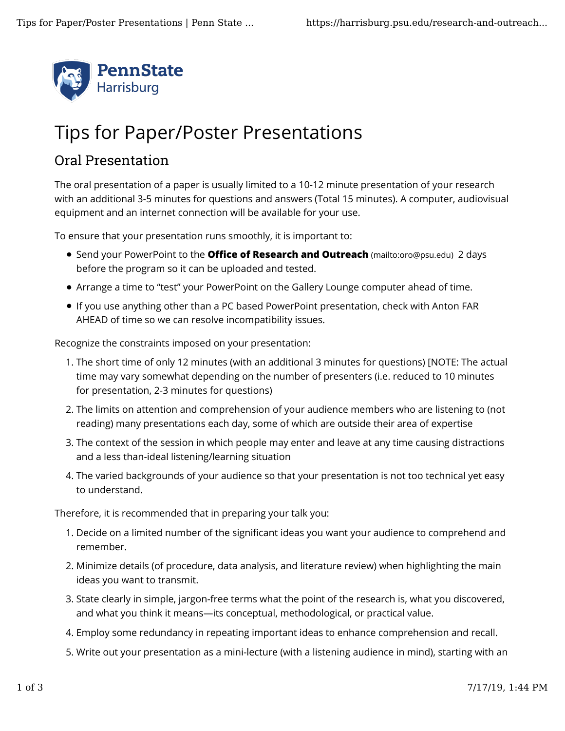# Tips for Paper/Poster Presentations

## Oral Presentation

The oral presentation of a paper is usually limited to a 10-12 minute presentation of your research with an additional 3-5 minutes for questions and answers (Total 15 minutes). A computer, audiovisual equipment and an internet connection will be available for your use.

To ensure that your presentation runs smoothly, it is important to:

- Send your PowerPoint to the **Office of Research and Outreach** (mailto:oro@psu.edu) 2 days before the program so it can be uploaded and tested.
- Arrange a time to "test" your PowerPoint on the Gallery Lounge computer ahead of time.
- If you use anything other than a PC based PowerPoint presentation, check with Anton FAR AHEAD of time so we can resolve incompatibility issues.

Recognize the constraints imposed on your presentation:

1. The short time of only 12 minutes (with an additional 3 minutes for questions) [NOTE: The actual time may vary somewhat depending on the number of presenters (i.e. reduced to 10 minutes for presentation, 2-3 minutes for questions)
2. The limits on attention and comprehension of your audience members who are listening to (not reading) many presentations each day, some of which are outside their area of expertise
3. The context of the session in which people may enter and leave at any time causing distractions and a less than-ideal listening/learning situation
4. The varied backgrounds of your audience so that your presentation is not too technical yet easy to understand.

Therefore, it is recommended that in preparing your talk you:

1. Decide on a limited number of the significant ideas you want your audience to comprehend and remember.
2. Minimize details (of procedure, data analysis, and literature review) when highlighting the main ideas you want to transmit.
3. State clearly in simple, jargon-free terms what the point of the research is, what you discovered, and what you think it means—its conceptual, methodological, or practical value.
4. Employ some redundancy in repeating important ideas to enhance comprehension and recall.
5. Write out your presentation as a mini-lecture (with a listening audience in mind), starting with an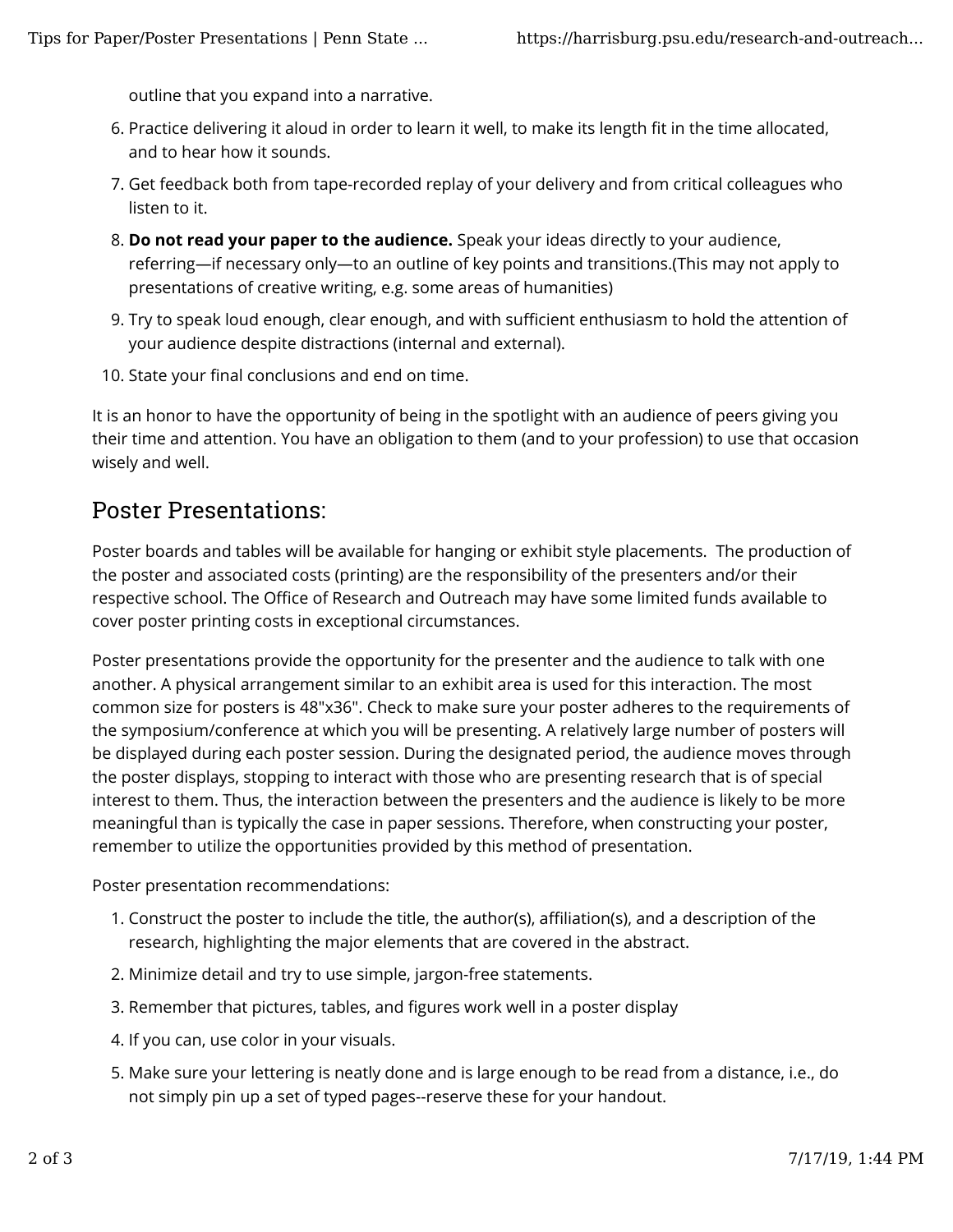outline that you expand into a narrative.

6. Practice delivering it aloud in order to learn it well, to make its length fit in the time allocated, and to hear how it sounds.
7. Get feedback both from tape-recorded replay of your delivery and from critical colleagues who listen to it.
8. **Do not read your paper to the audience.** Speak your ideas directly to your audience, referring—if necessary only—to an outline of key points and transitions.(This may not apply to presentations of creative writing, e.g. some areas of humanities)
9. Try to speak loud enough, clear enough, and with sufficient enthusiasm to hold the attention of your audience despite distractions (internal and external).
10. State your final conclusions and end on time.

It is an honor to have the opportunity of being in the spotlight with an audience of peers giving you their time and attention. You have an obligation to them (and to your profession) to use that occasion wisely and well.

## Poster Presentations:

Poster boards and tables will be available for hanging or exhibit style placements. The production of the poster and associated costs (printing) are the responsibility of the presenters and/or their respective school. The Office of Research and Outreach may have some limited funds available to cover poster printing costs in exceptional circumstances.

Poster presentations provide the opportunity for the presenter and the audience to talk with one another. A physical arrangement similar to an exhibit area is used for this interaction. The most common size for posters is 48"x36". Check to make sure your poster adheres to the requirements of the symposium/conference at which you will be presenting. A relatively large number of posters will be displayed during each poster session. During the designated period, the audience moves through the poster displays, stopping to interact with those who are presenting research that is of special interest to them. Thus, the interaction between the presenters and the audience is likely to be more meaningful than is typically the case in paper sessions. Therefore, when constructing your poster, remember to utilize the opportunities provided by this method of presentation.

Poster presentation recommendations:

1. Construct the poster to include the title, the author(s), affiliation(s), and a description of the research, highlighting the major elements that are covered in the abstract.
2. Minimize detail and try to use simple, jargon-free statements.
3. Remember that pictures, tables, and figures work well in a poster display
4. If you can, use color in your visuals.
5. Make sure your lettering is neatly done and is large enough to be read from a distance, i.e., do not simply pin up a set of typed pages--reserve these for your handout.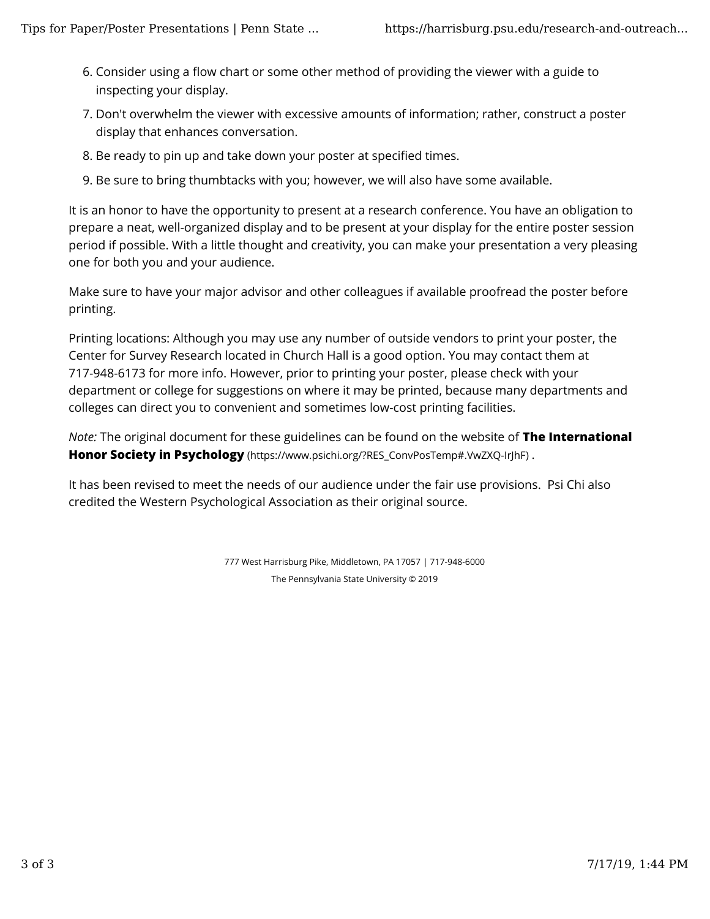6. Consider using a flow chart or some other method of providing the viewer with a guide to inspecting your display.
7. Don't overwhelm the viewer with excessive amounts of information; rather, construct a poster display that enhances conversation.
8. Be ready to pin up and take down your poster at specified times.
9. Be sure to bring thumbtacks with you; however, we will also have some available.

It is an honor to have the opportunity to present at a research conference. You have an obligation to prepare a neat, well-organized display and to be present at your display for the entire poster session period if possible. With a little thought and creativity, you can make your presentation a very pleasing one for both you and your audience.

Make sure to have your major advisor and other colleagues if available proofread the poster before printing.

Printing locations: Although you may use any number of outside vendors to print your poster, the Center for Survey Research located in Church Hall is a good option. You may contact them at 717-948-6173 for more info. However, prior to printing your poster, please check with your department or college for suggestions on where it may be printed, because many departments and colleges can direct you to convenient and sometimes low-cost printing facilities.

*Note:* The original document for these guidelines can be found on the website of **The International Honor Society in Psychology** (https://www.psichi.org/?RES_ConvPosTemp#.VwZXQ-IrJhF) .

It has been revised to meet the needs of our audience under the fair use provisions. Psi Chi also credited the Western Psychological Association as their original source.

777 West Harrisburg Pike, Middletown, PA 17057 | 717-948-6000

The Pennsylvania State University © 2019